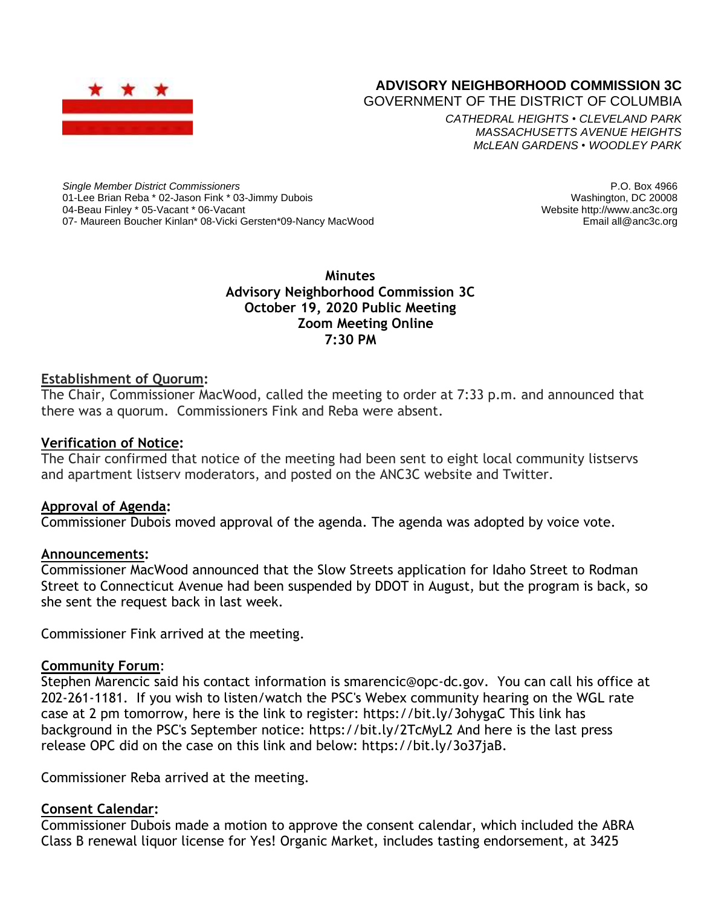**ADVISORY NEIGHBORHOOD COMMISSION 3C**
GOVERNMENT OF THE DISTRICT OF COLUMBIA

*CATHEDRAL HEIGHTS • CLEVELAND PARK*
*MASSACHUSETTS AVENUE HEIGHTS*
*McLEAN GARDENS • WOODLEY PARK*

*Single Member District Commissioners*
01-Lee Brian Reba * 02-Jason Fink * 03-Jimmy Dubois
04-Beau Finley * 05-Vacant * 06-Vacant
07- Maureen Boucher Kinlan* 08-Vicki Gersten*09-Nancy MacWood

P.O. Box 4966
Washington, DC 20008
Website http://www.anc3c.org
Email all@anc3c.org

# Minutes
## Advisory Neighborhood Commission 3C
## October 19, 2020 Public Meeting
## Zoom Meeting Online
## 7:30 PM

**Establishment of Quorum:**
The Chair, Commissioner MacWood, called the meeting to order at 7:33 p.m. and announced that there was a quorum. Commissioners Fink and Reba were absent.

**Verification of Notice:**
The Chair confirmed that notice of the meeting had been sent to eight local community listservs and apartment listserv moderators, and posted on the ANC3C website and Twitter.

**Approval of Agenda:**
Commissioner Dubois moved approval of the agenda. The agenda was adopted by voice vote.

**Announcements:**
Commissioner MacWood announced that the Slow Streets application for Idaho Street to Rodman Street to Connecticut Avenue had been suspended by DDOT in August, but the program is back, so she sent the request back in last week.

Commissioner Fink arrived at the meeting.

**Community Forum:**
Stephen Marencic said his contact information is smarencic@opc-dc.gov. You can call his office at 202-261-1181. If you wish to listen/watch the PSC's Webex community hearing on the WGL rate case at 2 pm tomorrow, here is the link to register: https://bit.ly/3ohygaC This link has background in the PSC's September notice: https://bit.ly/2TcMyL2 And here is the last press release OPC did on the case on this link and below: https://bit.ly/3o37jaB.

Commissioner Reba arrived at the meeting.

**Consent Calendar:**
Commissioner Dubois made a motion to approve the consent calendar, which included the ABRA Class B renewal liquor license for Yes! Organic Market, includes tasting endorsement, at 3425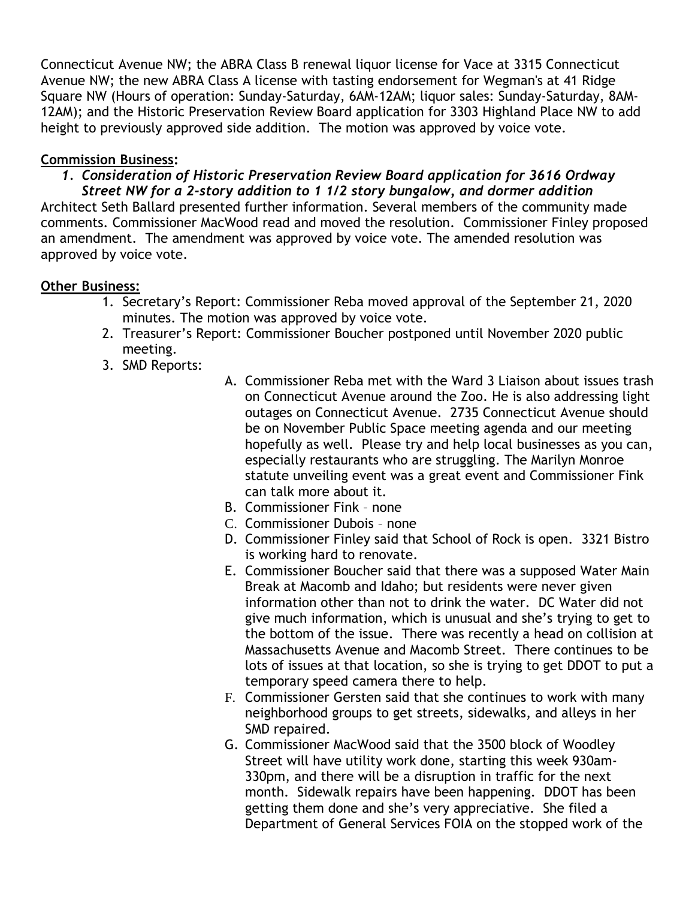Connecticut Avenue NW; the ABRA Class B renewal liquor license for Vace at 3315 Connecticut Avenue NW; the new ABRA Class A license with tasting endorsement for Wegman's at 41 Ridge Square NW (Hours of operation: Sunday-Saturday, 6AM-12AM; liquor sales: Sunday-Saturday, 8AM-12AM); and the Historic Preservation Review Board application for 3303 Highland Place NW to add height to previously approved side addition. The motion was approved by voice vote.

**Commission Business:**

1. ***Consideration of Historic Preservation Review Board application for 3616 Ordway Street NW for a 2-story addition to 1 1/2 story bungalow, and dormer addition***

Architect Seth Ballard presented further information. Several members of the community made comments. Commissioner MacWood read and moved the resolution. Commissioner Finley proposed an amendment. The amendment was approved by voice vote. The amended resolution was approved by voice vote.

**Other Business:**

1. Secretary's Report: Commissioner Reba moved approval of the September 21, 2020 minutes. The motion was approved by voice vote.
2. Treasurer's Report: Commissioner Boucher postponed until November 2020 public meeting.
3. SMD Reports:
   A. Commissioner Reba met with the Ward 3 Liaison about issues trash on Connecticut Avenue around the Zoo. He is also addressing light outages on Connecticut Avenue. 2735 Connecticut Avenue should be on November Public Space meeting agenda and our meeting hopefully as well. Please try and help local businesses as you can, especially restaurants who are struggling. The Marilyn Monroe statute unveiling event was a great event and Commissioner Fink can talk more about it.
   B. Commissioner Fink – none
   C. Commissioner Dubois – none
   D. Commissioner Finley said that School of Rock is open. 3321 Bistro is working hard to renovate.
   E. Commissioner Boucher said that there was a supposed Water Main Break at Macomb and Idaho; but residents were never given information other than not to drink the water. DC Water did not give much information, which is unusual and she's trying to get to the bottom of the issue. There was recently a head on collision at Massachusetts Avenue and Macomb Street. There continues to be lots of issues at that location, so she is trying to get DDOT to put a temporary speed camera there to help.
   F. Commissioner Gersten said that she continues to work with many neighborhood groups to get streets, sidewalks, and alleys in her SMD repaired.
   G. Commissioner MacWood said that the 3500 block of Woodley Street will have utility work done, starting this week 930am-330pm, and there will be a disruption in traffic for the next month. Sidewalk repairs have been happening. DDOT has been getting them done and she's very appreciative. She filed a Department of General Services FOIA on the stopped work of the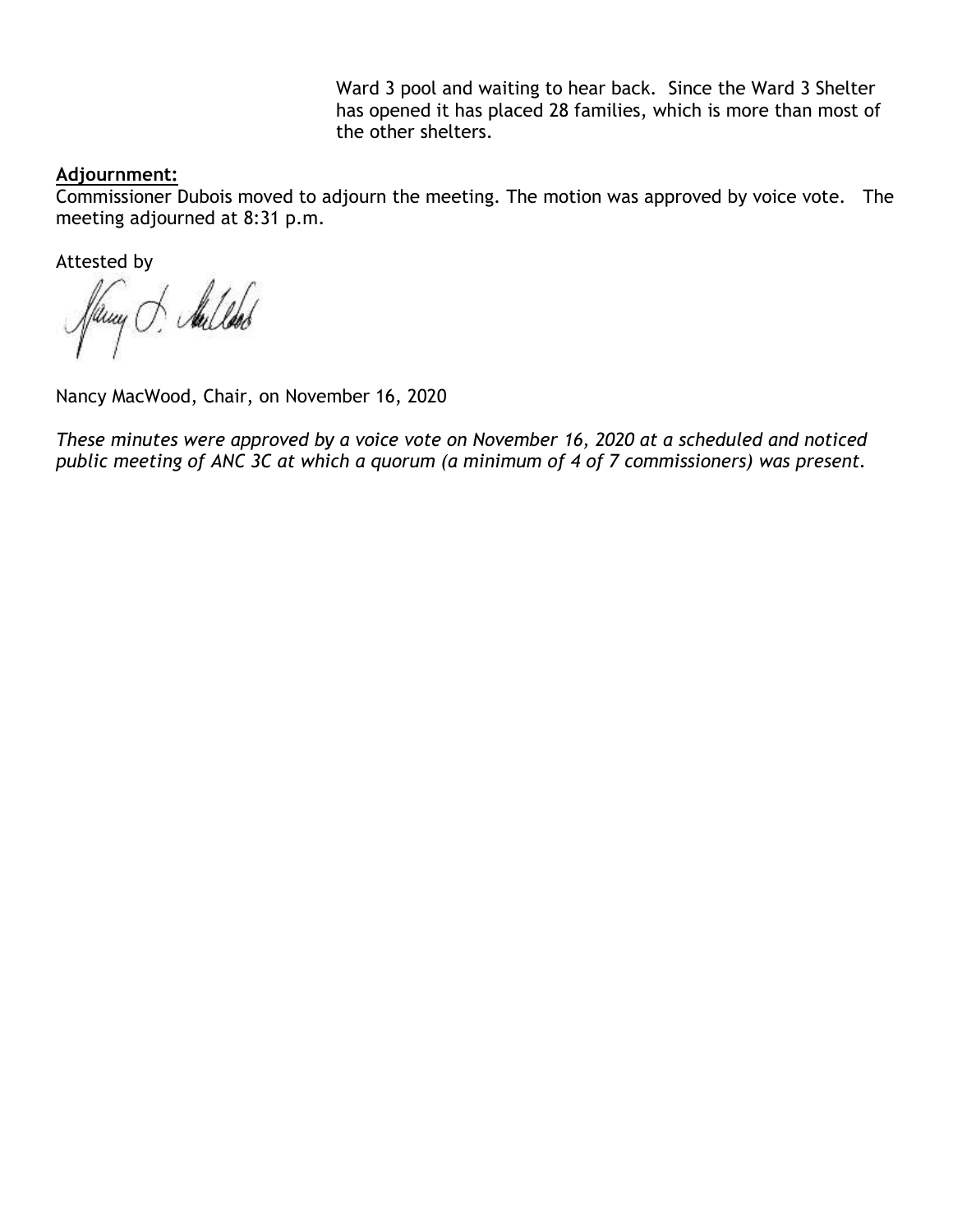Ward 3 pool and waiting to hear back. Since the Ward 3 Shelter has opened it has placed 28 families, which is more than most of the other shelters.

**Adjournment:**

Commissioner Dubois moved to adjourn the meeting. The motion was approved by voice vote. The meeting adjourned at 8:31 p.m.

Attested by

Nancy MacWood, Chair, on November 16, 2020

*These minutes were approved by a voice vote on November 16, 2020 at a scheduled and noticed public meeting of ANC 3C at which a quorum (a minimum of 4 of 7 commissioners) was present.*